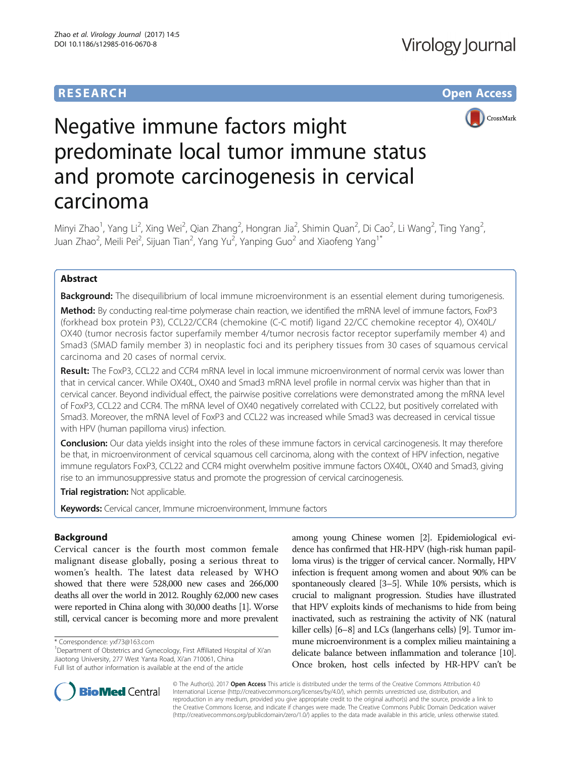RESEARCH

Open Access

# Negative immune factors might predominate local tumor immune status and promote carcinogenesis in cervical carcinoma

Minyi Zhao[1], Yang Li[2], Xing Wei[2], Qian Zhang[2], Hongran Jia[2], Shimin Quan[2], Di Cao[2], Li Wang[2], Ting Yang[2], Juan Zhao[2], Meili Pei[2], Sijuan Tian[2], Yang Yu[2], Yanping Guo[2] and Xiaofeng Yang[1*]

## Abstract

**Background:** The disequilibrium of local immune microenvironment is an essential element during tumorigenesis.

**Method:** By conducting real-time polymerase chain reaction, we identified the mRNA level of immune factors, FoxP3 (forkhead box protein P3), CCL22/CCR4 (chemokine (C-C motif) ligand 22/CC chemokine receptor 4), OX40L/OX40 (tumor necrosis factor superfamily member 4/tumor necrosis factor receptor superfamily member 4) and Smad3 (SMAD family member 3) in neoplastic foci and its periphery tissues from 30 cases of squamous cervical carcinoma and 20 cases of normal cervix.

**Result:** The FoxP3, CCL22 and CCR4 mRNA level in local immune microenvironment of normal cervix was lower than that in cervical cancer. While OX40L, OX40 and Smad3 mRNA level profile in normal cervix was higher than that in cervical cancer. Beyond individual effect, the pairwise positive correlations were demonstrated among the mRNA level of FoxP3, CCL22 and CCR4. The mRNA level of OX40 negatively correlated with CCL22, but positively correlated with Smad3. Moreover, the mRNA level of FoxP3 and CCL22 was increased while Smad3 was decreased in cervical tissue with HPV (human papilloma virus) infection.

**Conclusion:** Our data yields insight into the roles of these immune factors in cervical carcinogenesis. It may therefore be that, in microenvironment of cervical squamous cell carcinoma, along with the context of HPV infection, negative immune regulators FoxP3, CCL22 and CCR4 might overwhelm positive immune factors OX40L, OX40 and Smad3, giving rise to an immunosuppressive status and promote the progression of cervical carcinogenesis.

**Trial registration:** Not applicable.

**Keywords:** Cervical cancer, Immune microenvironment, Immune factors

## Background

Cervical cancer is the fourth most common female malignant disease globally, posing a serious threat to women's health. The latest data released by WHO showed that there were 528,000 new cases and 266,000 deaths all over the world in 2012. Roughly 62,000 new cases were reported in China along with 30,000 deaths [1]. Worse still, cervical cancer is becoming more and more prevalent among young Chinese women [2]. Epidemiological evidence has confirmed that HR-HPV (high-risk human papilloma virus) is the trigger of cervical cancer. Normally, HPV infection is frequent among women and about 90% can be spontaneously cleared [3–5]. While 10% persists, which is crucial to malignant progression. Studies have illustrated that HPV exploits kinds of mechanisms to hide from being inactivated, such as restraining the activity of NK (natural killer cells) [6–8] and LCs (langerhans cells) [9]. Tumor immune microenvironment is a complex milieu maintaining a delicate balance between inflammation and tolerance [10]. Once broken, host cells infected by HR-HPV can't be

* Correspondence: yxf73@163.com
[1]Department of Obstetrics and Gynecology, First Affiliated Hospital of Xi'an Jiaotong University, 277 West Yanta Road, Xi'an 710061, China
Full list of author information is available at the end of the article

© The Author(s). 2017 **Open Access** This article is distributed under the terms of the Creative Commons Attribution 4.0 International License (http://creativecommons.org/licenses/by/4.0/), which permits unrestricted use, distribution, and reproduction in any medium, provided you give appropriate credit to the original author(s) and the source, provide a link to the Creative Commons license, and indicate if changes were made. The Creative Commons Public Domain Dedication waiver (http://creativecommons.org/publicdomain/zero/1.0/) applies to the data made available in this article, unless otherwise stated.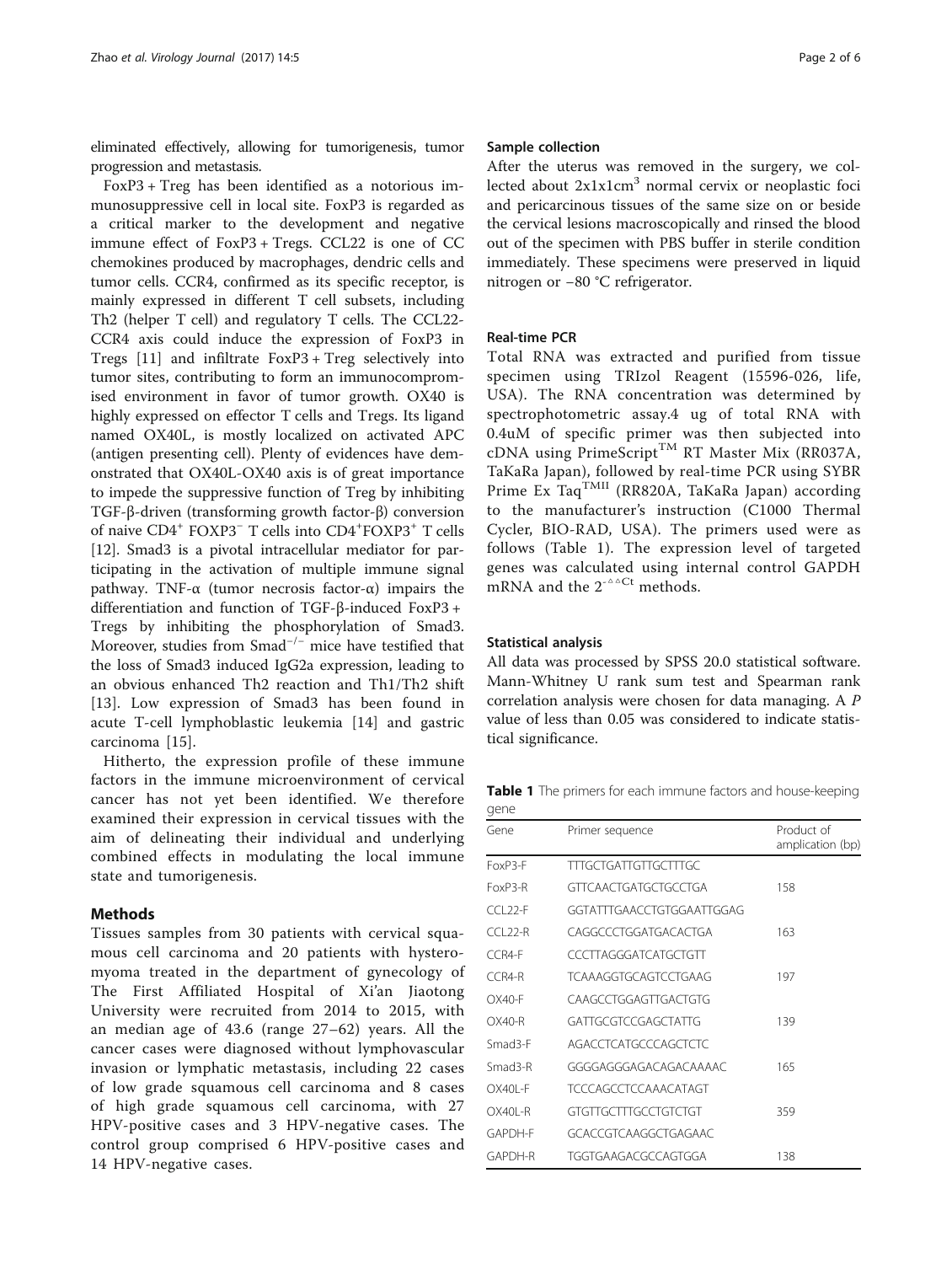eliminated effectively, allowing for tumorigenesis, tumor progression and metastasis.

FoxP3 + Treg has been identified as a notorious immunosuppressive cell in local site. FoxP3 is regarded as a critical marker to the development and negative immune effect of FoxP3 + Tregs. CCL22 is one of CC chemokines produced by macrophages, dendritic cells and tumor cells. CCR4, confirmed as its specific receptor, is mainly expressed in different T cell subsets, including Th2 (helper T cell) and regulatory T cells. The CCL22-CCR4 axis could induce the expression of FoxP3 in Tregs [11] and infiltrate FoxP3 + Treg selectively into tumor sites, contributing to form an immunocompromised environment in favor of tumor growth. OX40 is highly expressed on effector T cells and Tregs. Its ligand named OX40L, is mostly localized on activated APC (antigen presenting cell). Plenty of evidences have demonstrated that OX40L-OX40 axis is of great importance to impede the suppressive function of Treg by inhibiting TGF-β-driven (transforming growth factor-β) conversion of naive $CD4^+$ $FOXP3^-$ T cells into $CD4^+FOXP3^+$ T cells [12]. Smad3 is a pivotal intracellular mediator for participating in the activation of multiple immune signal pathway. TNF-α (tumor necrosis factor-α) impairs the differentiation and function of TGF-β-induced FoxP3 + Tregs by inhibiting the phosphorylation of Smad3. Moreover, studies from $Smad^{-/-}$ mice have testified that the loss of Smad3 induced IgG2a expression, leading to an obvious enhanced Th2 reaction and Th1/Th2 shift [13]. Low expression of Smad3 has been found in acute T-cell lymphoblastic leukemia [14] and gastric carcinoma [15].

Hitherto, the expression profile of these immune factors in the immune microenvironment of cervical cancer has not yet been identified. We therefore examined their expression in cervical tissues with the aim of delineating their individual and underlying combined effects in modulating the local immune state and tumorigenesis.

## Methods

Tissues samples from 30 patients with cervical squamous cell carcinoma and 20 patients with hysteromyoma treated in the department of gynecology of The First Affiliated Hospital of Xi'an Jiaotong University were recruited from 2014 to 2015, with an median age of 43.6 (range 27–62) years. All the cancer cases were diagnosed without lymphovascular invasion or lymphatic metastasis, including 22 cases of low grade squamous cell carcinoma and 8 cases of high grade squamous cell carcinoma, with 27 HPV-positive cases and 3 HPV-negative cases. The control group comprised 6 HPV-positive cases and 14 HPV-negative cases.

### Sample collection

After the uterus was removed in the surgery, we collected about $2x1x1cm^3$ normal cervix or neoplastic foci and pericarcinous tissues of the same size on or beside the cervical lesions macroscopically and rinsed the blood out of the specimen with PBS buffer in sterile condition immediately. These specimens were preserved in liquid nitrogen or −80 °C refrigerator.

### Real-time PCR

Total RNA was extracted and purified from tissue specimen using TRIzol Reagent (15596-026, life, USA). The RNA concentration was determined by spectrophotometric assay.4 ug of total RNA with 0.4uM of specific primer was then subjected into cDNA using PrimeScript$^{TM}$ RT Master Mix (RR037A, TaKaRa Japan), followed by real-time PCR using SYBR Prime Ex Taq$^{TMII}$ (RR820A, TaKaRa Japan) according to the manufacturer's instruction (C1000 Thermal Cycler, BIO-RAD, USA). The primers used were as follows (Table 1). The expression level of targeted genes was calculated using internal control GAPDH mRNA and the $2^{-\Delta\Delta Ct}$ methods.

### Statistical analysis

All data was processed by SPSS 20.0 statistical software. Mann-Whitney U rank sum test and Spearman rank correlation analysis were chosen for data managing. A *P* value of less than 0.05 was considered to indicate statistical significance.

**Table 1** The primers for each immune factors and house-keeping gene

| Gene | Primer sequence | Product of amplication (bp) |
|---|---|---|
| FoxP3-F | TTTGCTGATTGTTGCTTTGC | |
| FoxP3-R | GTTCAACTGATGCTGCCTGA | 158 |
| CCL22-F | GGTATTTGAACCTGTGGAATTGGAG | |
| CCL22-R | CAGGCCCTGGATGACACTGA | 163 |
| CCR4-F | CCCTTAGGGATCATGCTGTT | |
| CCR4-R | TCAAAGGTGCAGTCCTGAAG | 197 |
| OX40-F | CAAGCCTGGAGTTGACTGTG | |
| OX40-R | GATTGCGTCCGAGCTATTG | 139 |
| Smad3-F | AGACCTCATGCCCAGCTCTC | |
| Smad3-R | GGGGAGGGAGACAGACAAAAC | 165 |
| OX40L-F | TCCCAGCCTCCAAACATAGT | |
| OX40L-R | GTGTTGCTTTGCCTGTCTGT | 359 |
| GAPDH-F | GCACCGTCAAGGCTGAGAAC | |
| GAPDH-R | TGGTGAAGACGCCAGTGGA | 138 |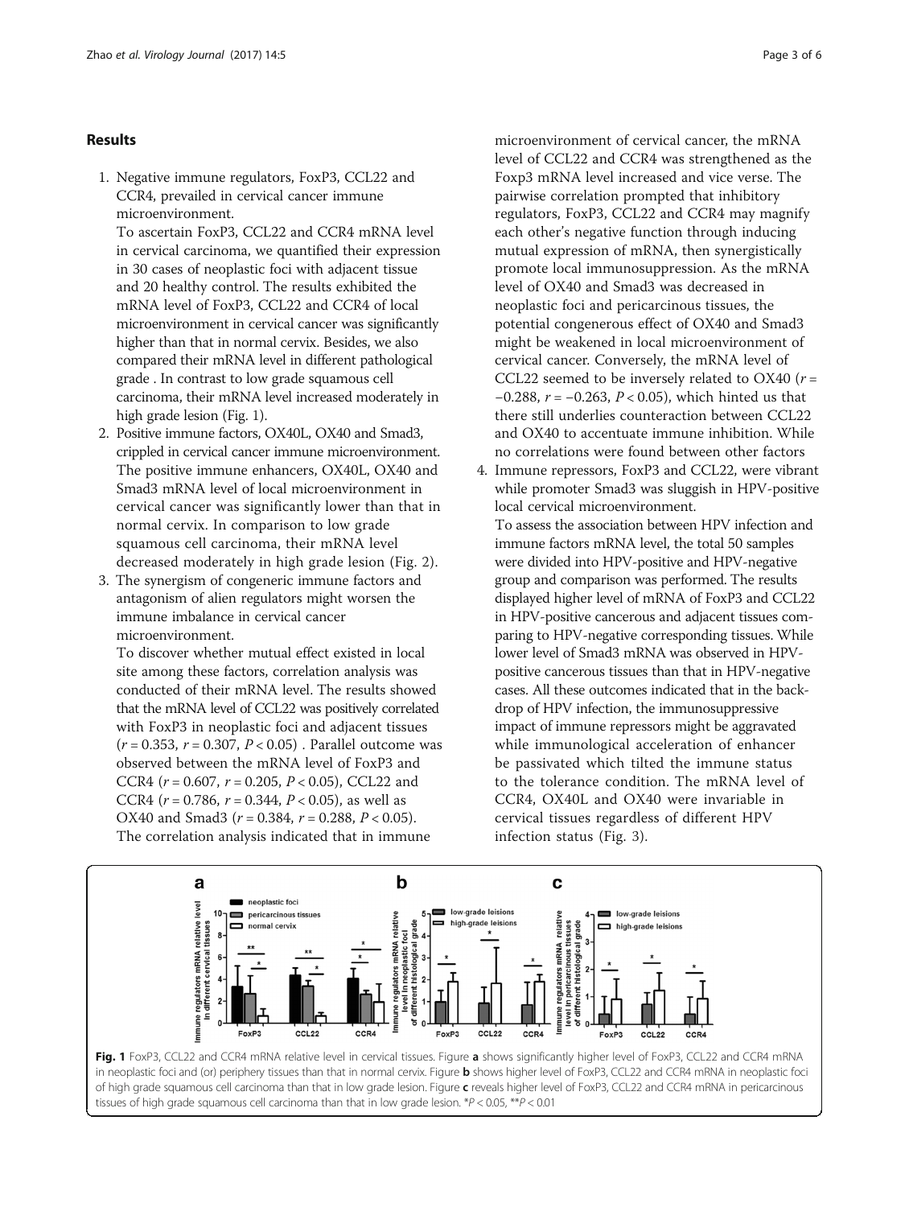## Results

1. Negative immune regulators, FoxP3, CCL22 and CCR4, prevailed in cervical cancer immune microenvironment.

   To ascertain FoxP3, CCL22 and CCR4 mRNA level in cervical carcinoma, we quantified their expression in 30 cases of neoplastic foci with adjacent tissue and 20 healthy control. The results exhibited the mRNA level of FoxP3, CCL22 and CCR4 of local microenvironment in cervical cancer was significantly higher than that in normal cervix. Besides, we also compared their mRNA level in different pathological grade . In contrast to low grade squamous cell carcinoma, their mRNA level increased moderately in high grade lesion (Fig. 1).

2. Positive immune factors, OX40L, OX40 and Smad3, crippled in cervical cancer immune microenvironment. The positive immune enhancers, OX40L, OX40 and Smad3 mRNA level of local microenvironment in cervical cancer was significantly lower than that in normal cervix. In comparison to low grade squamous cell carcinoma, their mRNA level decreased moderately in high grade lesion (Fig. 2).

3. The synergism of congeneric immune factors and antagonism of alien regulators might worsen the immune imbalance in cervical cancer microenvironment.

   To discover whether mutual effect existed in local site among these factors, correlation analysis was conducted of their mRNA level. The results showed that the mRNA level of CCL22 was positively correlated with FoxP3 in neoplastic foci and adjacent tissues ($r = 0.353$, $r = 0.307$, $P < 0.05$) . Parallel outcome was observed between the mRNA level of FoxP3 and CCR4 ($r = 0.607$, $r = 0.205$, $P < 0.05$), CCL22 and CCR4 ($r = 0.786$, $r = 0.344$, $P < 0.05$), as well as OX40 and Smad3 ($r = 0.384$, $r = 0.288$, $P < 0.05$). The correlation analysis indicated that in immune microenvironment of cervical cancer, the mRNA level of CCL22 and CCR4 was strengthened as the Foxp3 mRNA level increased and vice verse. The pairwise correlation prompted that inhibitory regulators, FoxP3, CCL22 and CCR4 may magnify each other's negative function through inducing mutual expression of mRNA, then synergistically promote local immunosuppression. As the mRNA level of OX40 and Smad3 was decreased in neoplastic foci and pericarcinous tissues, the potential congenerous effect of OX40 and Smad3 might be weakened in local microenvironment of cervical cancer. Conversely, the mRNA level of CCL22 seemed to be inversely related to OX40 ($r = -0.288$, $r = -0.263$, $P < 0.05$), which hinted us that there still underlies counteraction between CCL22 and OX40 to accentuate immune inhibition. While no correlations were found between other factors

4. Immune repressors, FoxP3 and CCL22, were vibrant while promoter Smad3 was sluggish in HPV-positive local cervical microenvironment.

   To assess the association between HPV infection and immune factors mRNA level, the total 50 samples were divided into HPV-positive and HPV-negative group and comparison was performed. The results displayed higher level of mRNA of FoxP3 and CCL22 in HPV-positive cancerous and adjacent tissues comparing to HPV-negative corresponding tissues. While lower level of Smad3 mRNA was observed in HPV-positive cancerous tissues than that in HPV-negative cases. All these outcomes indicated that in the backdrop of HPV infection, the immunosuppressive impact of immune repressors might be aggravated while immunological acceleration of enhancer be passivated which tilted the immune status to the tolerance condition. The mRNA level of CCR4, OX40L and OX40 were invariable in cervical tissues regardless of different HPV infection status (Fig. 3).

**Fig. 1** FoxP3, CCL22 and CCR4 mRNA relative level in cervical tissues. Figure **a** shows significantly higher level of FoxP3, CCL22 and CCR4 mRNA in neoplastic foci and (or) periphery tissues than that in normal cervix. Figure **b** shows higher level of FoxP3, CCL22 and CCR4 mRNA in neoplastic foci of high grade squamous cell carcinoma than that in low grade lesion. Figure **c** reveals higher level of FoxP3, CCL22 and CCR4 mRNA in pericarcinous tissues of high grade squamous cell carcinoma than that in low grade lesion. $^{*}P < 0.05$, $^{**}P < 0.01$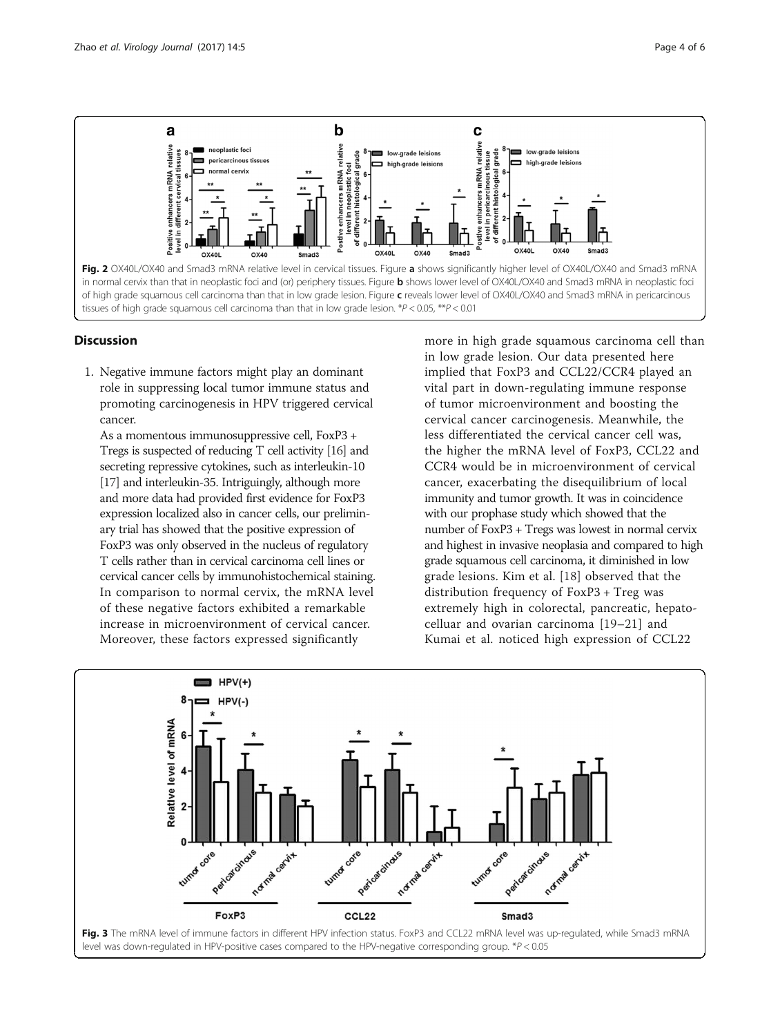**Fig. 2** OX40L/OX40 and Smad3 mRNA relative level in cervical tissues. Figure **a** shows significantly higher level of OX40L/OX40 and Smad3 mRNA in normal cervix than that in neoplastic foci and (or) periphery tissues. Figure **b** shows lower level of OX40L/OX40 and Smad3 mRNA in neoplastic foci of high grade squamous cell carcinoma than that in low grade lesion. Figure **c** reveals lower level of OX40L/OX40 and Smad3 mRNA in pericarcinous tissues of high grade squamous cell carcinoma than that in low grade lesion. *$P < 0.05$, **$P < 0.01$

## Discussion

1. Negative immune factors might play an dominant role in suppressing local tumor immune status and promoting carcinogenesis in HPV triggered cervical cancer.

   As a momentous immunosuppressive cell, FoxP3 + Tregs is suspected of reducing T cell activity [16] and secreting repressive cytokines, such as interleukin-10 [17] and interleukin-35. Intriguingly, although more and more data had provided first evidence for FoxP3 expression localized also in cancer cells, our preliminary trial has showed that the positive expression of FoxP3 was only observed in the nucleus of regulatory T cells rather than in cervical carcinoma cell lines or cervical cancer cells by immunohistochemical staining. In comparison to normal cervix, the mRNA level of these negative factors exhibited a remarkable increase in microenvironment of cervical cancer. Moreover, these factors expressed significantly more in high grade squamous carcinoma cell than in low grade lesion. Our data presented here implied that FoxP3 and CCL22/CCR4 played an vital part in down-regulating immune response of tumor microenvironment and boosting the cervical cancer carcinogenesis. Meanwhile, the less differentiated the cervical cancer cell was, the higher the mRNA level of FoxP3, CCL22 and CCR4 would be in microenvironment of cervical cancer, exacerbating the disequilibrium of local immunity and tumor growth. It was in coincidence with our prophase study which showed that the number of FoxP3 + Tregs was lowest in normal cervix and highest in invasive neoplasia and compared to high grade squamous cell carcinoma, it diminished in low grade lesions. Kim et al. [18] observed that the distribution frequency of FoxP3 + Treg was extremely high in colorectal, pancreatic, hepatocelluar and ovarian carcinoma [19–21] and Kumai et al. noticed high expression of CCL22

**Fig. 3** The mRNA level of immune factors in different HPV infection status. FoxP3 and CCL22 mRNA level was up-regulated, while Smad3 mRNA level was down-regulated in HPV-positive cases compared to the HPV-negative corresponding group. *$P < 0.05$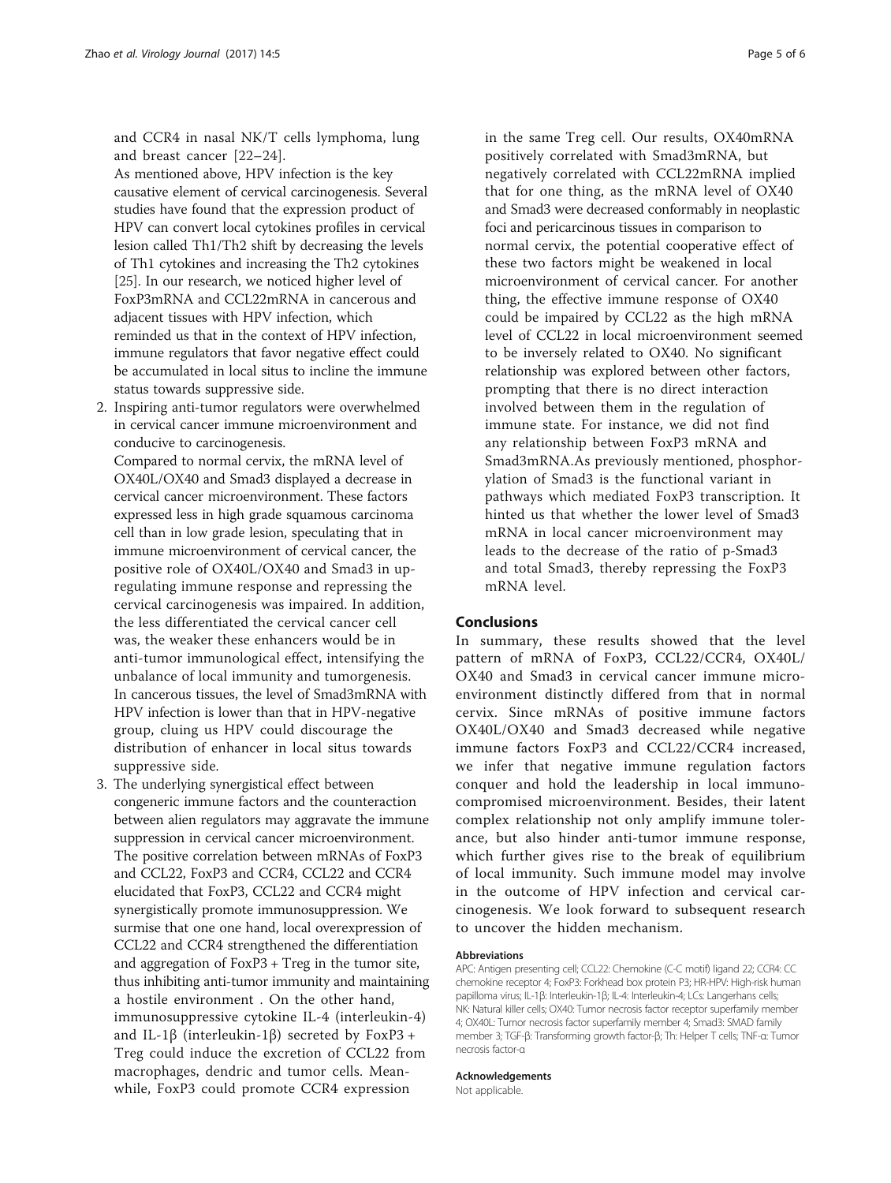and CCR4 in nasal NK/T cells lymphoma, lung and breast cancer [22–24].

As mentioned above, HPV infection is the key causative element of cervical carcinogenesis. Several studies have found that the expression product of HPV can convert local cytokines profiles in cervical lesion called Th1/Th2 shift by decreasing the levels of Th1 cytokines and increasing the Th2 cytokines [25]. In our research, we noticed higher level of FoxP3mRNA and CCL22mRNA in cancerous and adjacent tissues with HPV infection, which reminded us that in the context of HPV infection, immune regulators that favor negative effect could be accumulated in local situs to incline the immune status towards suppressive side.

2. Inspiring anti-tumor regulators were overwhelmed in cervical cancer immune microenvironment and conducive to carcinogenesis.

   Compared to normal cervix, the mRNA level of OX40L/OX40 and Smad3 displayed a decrease in cervical cancer microenvironment. These factors expressed less in high grade squamous carcinoma cell than in low grade lesion, speculating that in immune microenvironment of cervical cancer, the positive role of OX40L/OX40 and Smad3 in up-regulating immune response and repressing the cervical carcinogenesis was impaired. In addition, the less differentiated the cervical cancer cell was, the weaker these enhancers would be in anti-tumor immunological effect, intensifying the unbalance of local immunity and tumorgenesis. In cancerous tissues, the level of Smad3mRNA with HPV infection is lower than that in HPV-negative group, cluing us HPV could discourage the distribution of enhancer in local situs towards suppressive side.

3. The underlying synergistical effect between congeneric immune factors and the counteraction between alien regulators may aggravate the immune suppression in cervical cancer microenvironment. The positive correlation between mRNAs of FoxP3 and CCL22, FoxP3 and CCR4, CCL22 and CCR4 elucidated that FoxP3, CCL22 and CCR4 might synergistically promote immunosuppression. We surmise that one one hand, local overexpression of CCL22 and CCR4 strengthened the differentiation and aggregation of FoxP3 + Treg in the tumor site, thus inhibiting anti-tumor immunity and maintaining a hostile environment . On the other hand, immunosuppressive cytokine IL-4 (interleukin-4) and IL-1β (interleukin-1β) secreted by FoxP3 + Treg could induce the excretion of CCL22 from macrophages, dendric and tumor cells. Meanwhile, FoxP3 could promote CCR4 expression in the same Treg cell. Our results, OX40mRNA positively correlated with Smad3mRNA, but negatively correlated with CCL22mRNA implied that for one thing, as the mRNA level of OX40 and Smad3 were decreased conformably in neoplastic foci and pericarcinous tissues in comparison to normal cervix, the potential cooperative effect of these two factors might be weakened in local microenvironment of cervical cancer. For another thing, the effective immune response of OX40 could be impaired by CCL22 as the high mRNA level of CCL22 in local microenvironment seemed to be inversely related to OX40. No significant relationship was explored between other factors, prompting that there is no direct interaction involved between them in the regulation of immune state. For instance, we did not find any relationship between FoxP3 mRNA and Smad3mRNA.As previously mentioned, phosphorylation of Smad3 is the functional variant in pathways which mediated FoxP3 transcription. It hinted us that whether the lower level of Smad3 mRNA in local cancer microenvironment may leads to the decrease of the ratio of p-Smad3 and total Smad3, thereby repressing the FoxP3 mRNA level.

## Conclusions

In summary, these results showed that the level pattern of mRNA of FoxP3, CCL22/CCR4, OX40L/OX40 and Smad3 in cervical cancer immune microenvironment distinctly differed from that in normal cervix. Since mRNAs of positive immune factors OX40L/OX40 and Smad3 decreased while negative immune factors FoxP3 and CCL22/CCR4 increased, we infer that negative immune regulation factors conquer and hold the leadership in local immunocompromised microenvironment. Besides, their latent complex relationship not only amplify immune tolerance, but also hinder anti-tumor immune response, which further gives rise to the break of equilibrium of local immunity. Such immune model may involve in the outcome of HPV infection and cervical carcinogenesis. We look forward to subsequent research to uncover the hidden mechanism.

#### Abbreviations

APC: Antigen presenting cell; CCL22: Chemokine (C-C motif) ligand 22; CCR4: CC chemokine receptor 4; FoxP3: Forkhead box protein P3; HR-HPV: High-risk human papilloma virus; IL-1β: Interleukin-1β; IL-4: Interleukin-4; LCs: Langerhans cells; NK: Natural killer cells; OX40: Tumor necrosis factor receptor superfamily member 4; OX40L: Tumor necrosis factor superfamily member 4; Smad3: SMAD family member 3; TGF-β: Transforming growth factor-β; Th: Helper T cells; TNF-α: Tumor necrosis factor-α

#### Acknowledgements

Not applicable.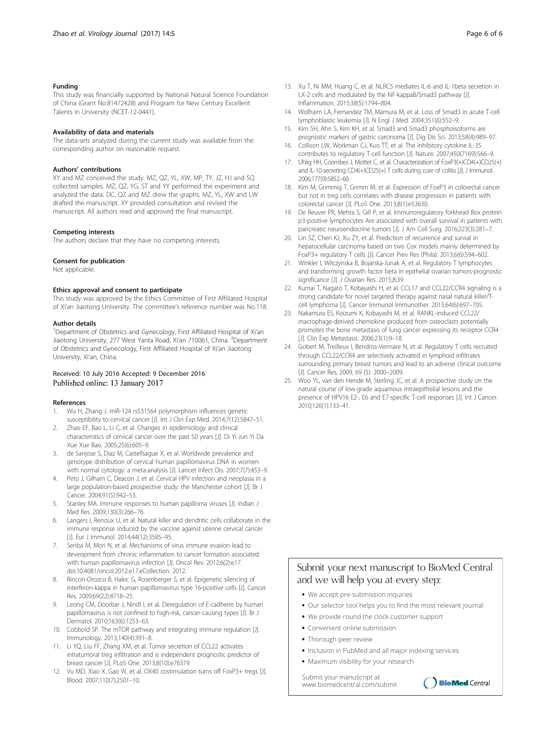### Funding

This study was financially supported by National Natural Science Foundation of China (Grant No.81472428) and Program for New Century Excellent Talents in University (NCET-12-0441).

### Availability of data and materials

The data-sets analyzed during the current study was available from the corresponding author on reasonable request.

### Authors' contributions

XY and MZ conceived the study. MZ, QZ, YL, XW, MP, TY, JZ, HJ and SQ collected samples. MZ, QZ, YG, ST and YY performed the experiment and analyzed the data. DC, QZ and MZ drew the graphs. MZ, YL, XW and LW drafted the manuscript. XY provided consultation and revised the manuscript. All authors read and approved the final manuscript.

### Competing interests

The authors declare that they have no competing interests.

### Consent for publication

Not applicable.

### Ethics approval and consent to participate

This study was approved by the Ethics Committee of First Affiliated Hospital of Xi'an Jiaotong University. The committee's reference number was No.118.

### Author details

[1]Department of Obstetrics and Gynecology, First Affiliated Hospital of Xi'an Jiaotong University, 277 West Yanta Road, Xi'an 710061, China. [2]Department of Obstetrics and Gynecology, First Affiliated Hospital of Xi'an Jiaotong University, Xi'an, China.

Received: 10 July 2016 Accepted: 9 December 2016
Published online: 13 January 2017

### References

1. Wu H, Zhang J. miR-124 rs531564 polymorphism influences genetic susceptibility to cervical cancer [J]. Int J Clin Exp Med. 2014;7(12):5847–51.
2. Zhao EF, Bao L, Li C, et al. Changes in epidemiology and clinical characteristics of cervical cancer over the past 50 years [J]. Di Yi Jun Yi Da Xue Xue Bao. 2005;25(6):605–9.
3. de Sanjose S, Diaz M, Castellsague X, et al. Worldwide prevalence and genotype distribution of cervical human papillomavirus DNA in women with normal cytology: a meta-analysis [J]. Lancet Infect Dis. 2007;7(7):453–9.
4. Peto J, Gilham C, Deacon J, et al. Cervical HPV infection and neoplasia in a large population-based prospective study: the Manchester cohort [J]. Br J Cancer. 2004;91(5):942–53.
5. Stanley MA. Immune responses to human papilloma viruses [J]. Indian J Med Res. 2009;130(3):266–76.
6. Langers I, Renoux U, et al. Natural killer and dendritic cells collaborate in the immune response induced by the vaccine against uterine cervical cancer [J]. Eur J Immunol. 2014;44(12):3585–95.
7. Senba M, Mori N, et al. Mechanisms of virus immune evasion lead to deveopment from chronic inflammation to cancer formation associated with human papillomavirus infection [J]. Oncol Rev. 2012;6(2):e17. doi:10.4081/oncol.2012.e17.eCollection. 2012.
8. Rincon-Orozco B, Halec G, Rosenberger S, et al. Epigenetic silencing of interferon-kappa in human papillomavirus type 16-positive cells [J]. Cancer Res. 2009;69(22):8718–25.
9. Leong CM, Doorbar J, Nindl I, et al. Deregulation of E-cadherin by human papillomavirus is not confined to high-risk, cancer-causing types [J]. Br J Dermatol. 2010;163(6):1253–63.
10. Cobbold SP. The mTOR pathway and integrating immune regulation [J]. Immunology. 2013;140(4):391–8.
11. Li YQ, Liu FF, Zhang XM, et al. Tumor secretion of CCL22 activates intratumoral treg infiltration and is independent prognostic predictor of breast cancer [J]. PLoS One. 2013;8(10):e76379.
12. Vu MD, Xiao X, Gao W, et al. OX40 costimulation turns off FoxP3+ tregs [J]. Blood. 2007;110(7):2501–10.
13. Xu T, Ni MM, Huang C, et al. NLRC5 mediates IL-6 and IL-1beta secretion in LX-2 cells and modulated by the NF-kappaB/Smad3 pathway [J]. Inflammation. 2015;38(5):1794–804.
14. Wolfraim LA, Fernandez TM, Mamura M, et al. Loss of Smad3 in acute T-cell lymphoblastic leukemia [J]. N Engl J Med. 2004;351(6):552–9.
15. Kim SH, Ahn S, Kim KH, et al. Smad3 and Smad3 phosphoisoforms are prognostic markers of gastric carcinoma [J]. Dig Dis Sci. 2013;58(4):989–97.
16. Collison LW, Workman CJ, Kuo TT, et al. The inhibitory cytokine IL-35 contributes to regulatory T-cell function [J]. Nature. 2007;450(7169):566–9.
17. Uhlig HH, Coombes J, Mottet C, et al. Characterization of FoxP3(+)CD4(+)CD25(+) and IL-10-secreting CD4(+)CD25(+) T cells during cure of colitis [J]. J Immunol. 2006;177(9):5852–60.
18. Kim M, Grimmig T, Grimm M, et al. Expression of FoxP3 in colorectal cancer but not in treg cells correlates with disease progression in patients with colorectal cancer [J]. PLoS One. 2013;8(1):e53630.
19. De Reuver PR, Mehta S, Gill P, et al. Immunoregulatory forkhead Box protein p3-positive lymphocytes Are associated with overall survival in patients with pancreatic neuroendocrine tumors [J]. J Am Coll Surg. 2016;223(3):281–7.
20. Lin SZ, Chen KJ, Xu ZY, et al. Prediction of recurrence and survial in hepatocellular carcinoma based on two Cox models mainly determined by FoxP3+ regulatory T cells [J]. Cancer Prev Res (Phila). 2013;6(6):594–602.
21. Winkler I, Wilczynska B, Bojarska-Junak A, et al. Regulatory T lymphocytes and transforming growth factor beta in epithelial ovarian tumors-prognostic significance [J]. J Ovarian Res. 2015;8:39.
22. Kumai T, Nagato T, Kobayashi H, et al. CCL17 and CCL22/CCR4 signaling is a strong candidate for novel targeted therapy against nasal natural killer/T-cell lymphoma [J]. Cancer Immunol Immunother. 2015;64(6):697–705.
23. Nakamura ES, Koizumi K, Kobayashi M, et al. RANKL-induced CCL22/macrophage-derived chemokine produced from osteoclasts potentially promotes the bone metastasis of lung cancer expressing its receptor CCR4 [J]. Clin Exp Metastasis. 2006;23(1):9–18.
24. Gobert M, Treilleux I, Bendriss-Vermare N, et al. Regulatory T cells recruited through CCL22/CCR4 are selectively activated in lymphoid infiltrates surrounding primary breast tumors and lead to an adverse clinical outcome [J]. Cancer Res, 2009, 69 (5): 2000–2009.
25. Woo YL, van den Hende M, Sterling JC, et al. A prospective study on the natural course of low-grade aquamous intraepithelial lesions and the presence of HPV16 E2-, E6 and E7-specific T-cell responses [J]. Int J Cancer. 2010;126(1):133–41.

Submit your next manuscript to BioMed Central and we will help you at every step:

- We accept pre-submission inquiries
- Our selector tool helps you to find the most relevant journal
- We provide round the clock customer support
- Convenient online submission
- Thorough peer review
- Inclusion in PubMed and all major indexing services
- Maximum visibility for your research

Submit your manuscript at
www.biomedcentral.com/submit

BioMed Central